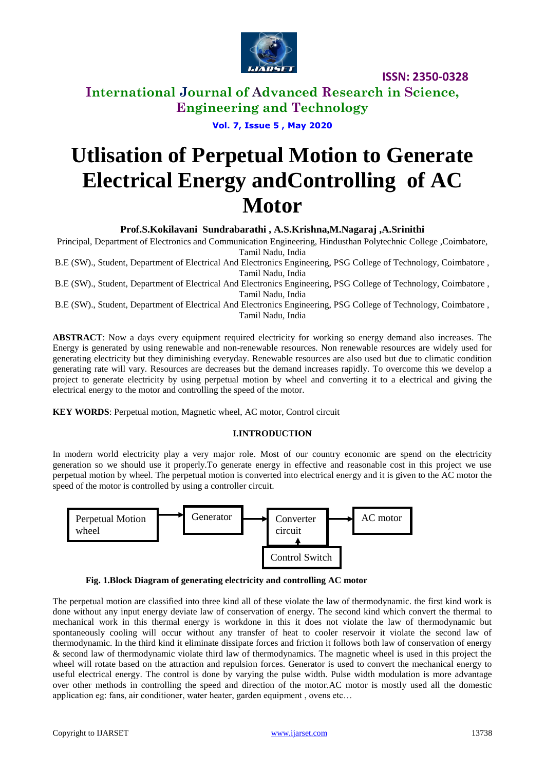# Utlisation of Perpetual Motion to Generate Electrical Energy andControlling of AC Motor

**Prof.S.Kokilavani Sundrabarathi , A.S.Krishna,M.Nagaraj ,A.Srinithi**

Principal, Department of Electronics and Communication Engineering, Hindusthan Polytechnic College ,Coimbatore, Tamil Nadu, India

B.E (SW)., Student, Department of Electrical And Electronics Engineering, PSG College of Technology, Coimbatore , Tamil Nadu, India

B.E (SW)., Student, Department of Electrical And Electronics Engineering, PSG College of Technology, Coimbatore , Tamil Nadu, India

B.E (SW)., Student, Department of Electrical And Electronics Engineering, PSG College of Technology, Coimbatore , Tamil Nadu, India

**ABSTRACT**: Now a days every equipment required electricity for working so energy demand also increases. The Energy is generated by using renewable and non-renewable resources. Non renewable resources are widely used for generating electricity but they diminishing everyday. Renewable resources are also used but due to climatic condition generating rate will vary. Resources are decreases but the demand increases rapidly. To overcome this we develop a project to generate electricity by using perpetual motion by wheel and converting it to a electrical and giving the electrical energy to the motor and controlling the speed of the motor.

**KEY WORDS**: Perpetual motion, Magnetic wheel, AC motor, Control circuit

## I.INTRODUCTION

In modern world electricity play a very major role. Most of our country economic are spend on the electricity generation so we should use it properly.To generate energy in effective and reasonable cost in this project we use perpetual motion by wheel. The perpetual motion is converted into electrical energy and it is given to the AC motor the speed of the motor is controlled by using a controller circuit.

Perpetual Motion wheel → Generator → Converter circuit → AC motor

Control Switch → Converter circuit

**Fig. 1.Block Diagram of generating electricity and controlling AC motor**

The perpetual motion are classified into three kind all of these violate the law of thermodynamic. the first kind work is done without any input energy deviate law of conservation of energy. The second kind which convert the thermal to mechanical work in this thermal energy is workdone in this it does not violate the law of thermodynamic but spontaneously cooling will occur without any transfer of heat to cooler reservoir it violate the second law of thermodynamic. In the third kind it eliminate dissipate forces and friction it follows both law of conservation of energy & second law of thermodynamic violate third law of thermodynamics. The magnetic wheel is used in this project the wheel will rotate based on the attraction and repulsion forces. Generator is used to convert the mechanical energy to useful electrical energy. The control is done by varying the pulse width. Pulse width modulation is more advantage over other methods in controlling the speed and direction of the motor.AC motor is mostly used all the domestic application eg: fans, air conditioner, water heater, garden equipment , ovens etc…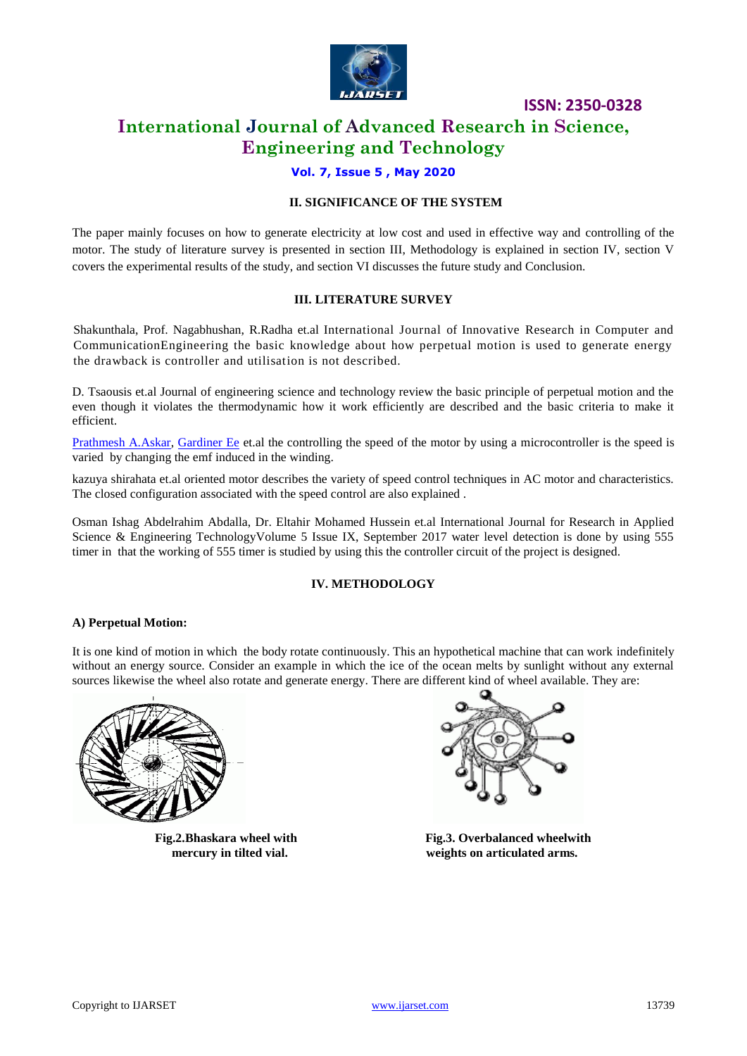## II. SIGNIFICANCE OF THE SYSTEM

The paper mainly focuses on how to generate electricity at low cost and used in effective way and controlling of the motor. The study of literature survey is presented in section III, Methodology is explained in section IV, section V covers the experimental results of the study, and section VI discusses the future study and Conclusion.

## III. LITERATURE SURVEY

Shakunthala, Prof. Nagabhushan, R.Radha et.al International Journal of Innovative Research in Computer and CommunicationEngineering the basic knowledge about how perpetual motion is used to generate energy the drawback is controller and utilisation is not described.

D. Tsaousis et.al Journal of engineering science and technology review the basic principle of perpetual motion and the even though it violates the thermodynamic how it work efficiently are described and the basic criteria to make it efficient.

Prathmesh A.Askar, Gardiner Ee et.al the controlling the speed of the motor by using a microcontroller is the speed is varied by changing the emf induced in the winding.

kazuya shirahata et.al oriented motor describes the variety of speed control techniques in AC motor and characteristics. The closed configuration associated with the speed control are also explained .

Osman Ishag Abdelrahim Abdalla, Dr. Eltahir Mohamed Hussein et.al International Journal for Research in Applied Science & Engineering TechnologyVolume 5 Issue IX, September 2017 water level detection is done by using 555 timer in that the working of 555 timer is studied by using this the controller circuit of the project is designed.

## IV. METHODOLOGY

**A) Perpetual Motion:**

It is one kind of motion in which the body rotate continuously. This an hypothetical machine that can work indefinitely without an energy source. Consider an example in which the ice of the ocean melts by sunlight without any external sources likewise the wheel also rotate and generate energy. There are different kind of wheel available. They are:

**Fig.2.Bhaskara wheel with mercury in tilted vial.**

**Fig.3. Overbalanced wheelwith weights on articulated arms.**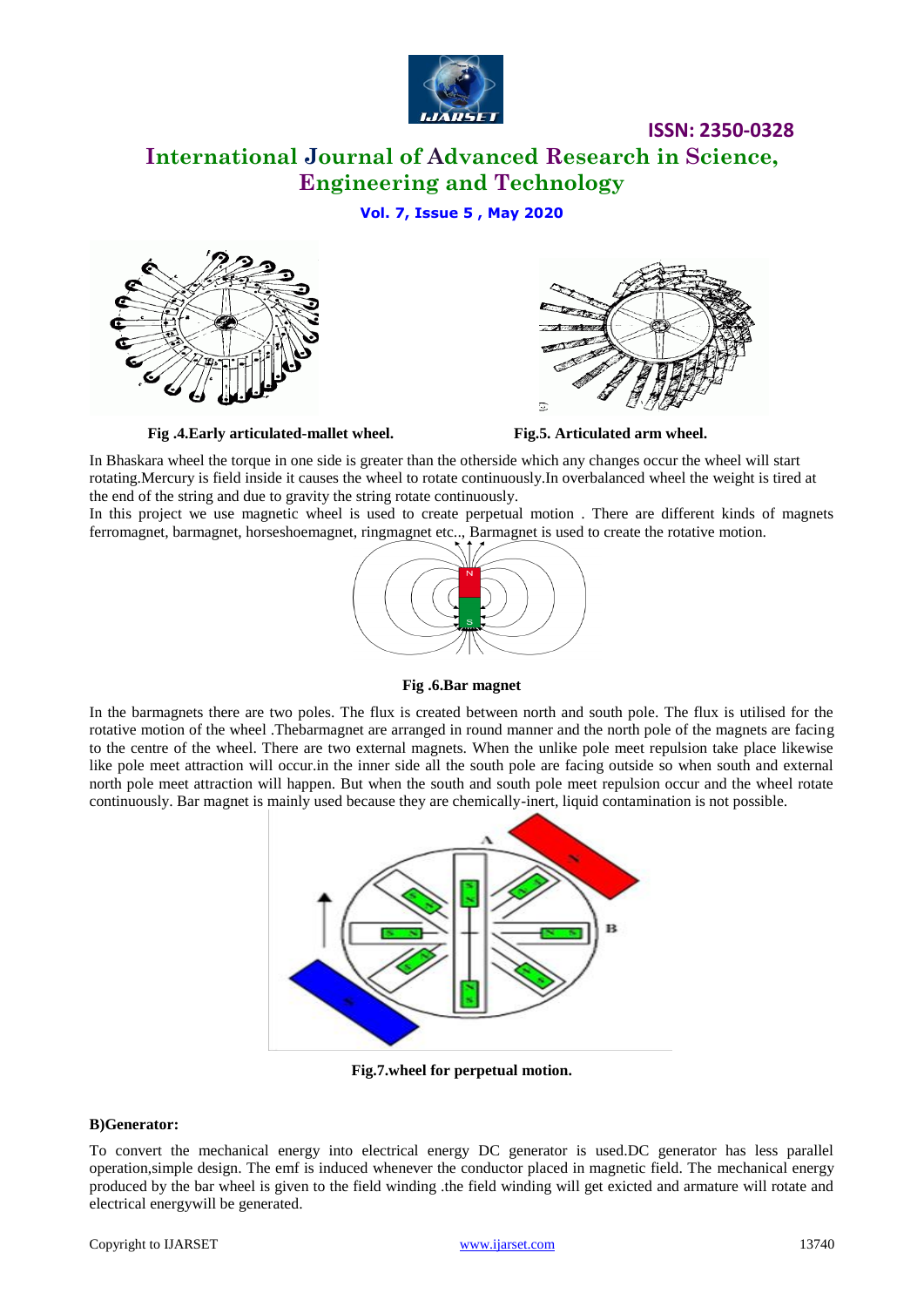Fig .4.Early articulated-mallet wheel.

Fig.5. Articulated arm wheel.

In Bhaskara wheel the torque in one side is greater than the otherside which any changes occur the wheel will start rotating.Mercury is field inside it causes the wheel to rotate continuously.In overbalanced wheel the weight is tired at the end of the string and due to gravity the string rotate continuously.

In this project we use magnetic wheel is used to create perpetual motion . There are different kinds of magnets ferromagnet, barmagnet, horseshoemagnet, ringmagnet etc.., Barmagnet is used to create the rotative motion.

Fig .6.Bar magnet

In the barmagnets there are two poles. The flux is created between north and south pole. The flux is utilised for the rotative motion of the wheel .Thebarmagnet are arranged in round manner and the north pole of the magnets are facing to the centre of the wheel. There are two external magnets. When the unlike pole meet repulsion take place likewise like pole meet attraction will occur.in the inner side all the south pole are facing outside so when south and external north pole meet attraction will happen. But when the south and south pole meet repulsion occur and the wheel rotate continuously. Bar magnet is mainly used because they are chemically-inert, liquid contamination is not possible.

Fig.7.wheel for perpetual motion.

**B)Generator:**

To convert the mechanical energy into electrical energy DC generator is used.DC generator has less parallel operation,simple design. The emf is induced whenever the conductor placed in magnetic field. The mechanical energy produced by the bar wheel is given to the field winding .the field winding will get exicted and armature will rotate and electrical energywill be generated.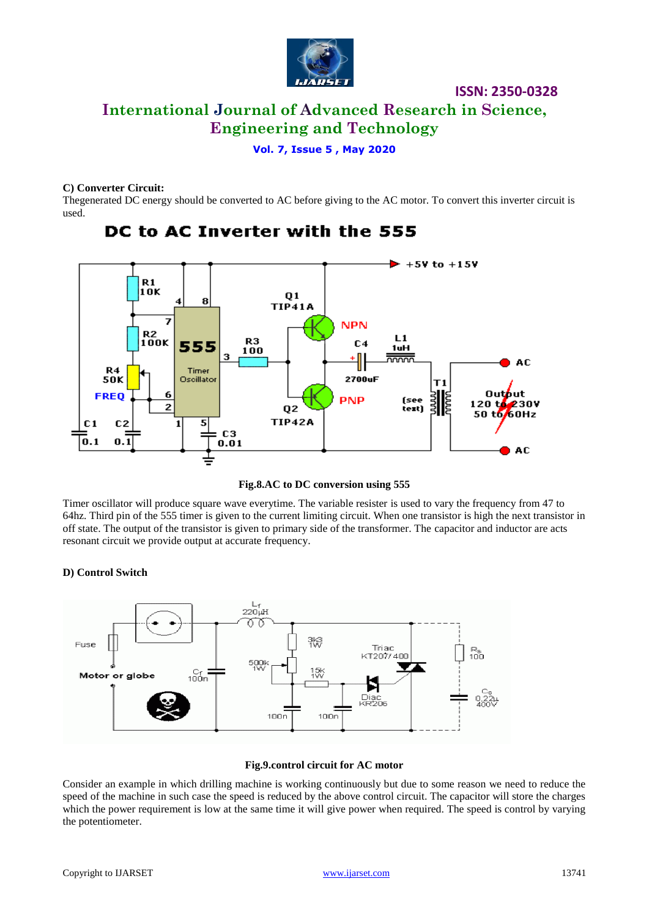**C) Converter Circuit:**

Thegenerated DC energy should be converted to AC before giving to the AC motor. To convert this inverter circuit is used.

Fig.8.AC to DC conversion using 555

Timer oscillator will produce square wave everytime. The variable resister is used to vary the frequency from 47 to 64hz. Third pin of the 555 timer is given to the current limiting circuit. When one transistor is high the next transistor in off state. The output of the transistor is given to primary side of the transformer. The capacitor and inductor are acts resonant circuit we provide output at accurate frequency.

**D) Control Switch**

Fig.9.control circuit for AC motor

Consider an example in which drilling machine is working continuously but due to some reason we need to reduce the speed of the machine in such case the speed is reduced by the above control circuit. The capacitor will store the charges which the power requirement is low at the same time it will give power when required. The speed is control by varying the potentiometer.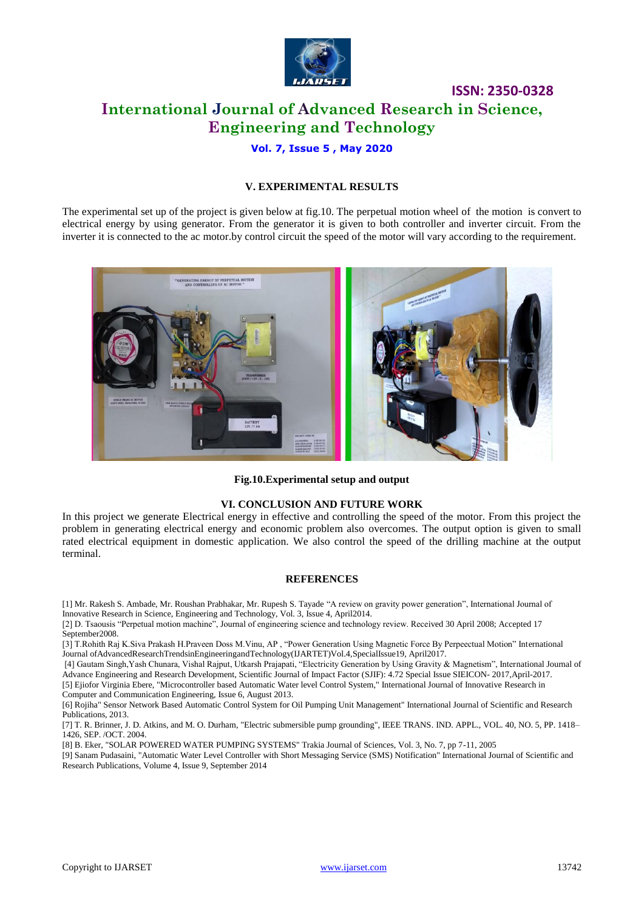## V. EXPERIMENTAL RESULTS

The experimental set up of the project is given below at fig.10. The perpetual motion wheel of the motion is convert to electrical energy by using generator. From the generator it is given to both controller and inverter circuit. From the inverter it is connected to the ac motor.by control circuit the speed of the motor will vary according to the requirement.

**Fig.10.Experimental setup and output**

## VI. CONCLUSION AND FUTURE WORK

In this project we generate Electrical energy in effective and controlling the speed of the motor. From this project the problem in generating electrical energy and economic problem also overcomes. The output option is given to small rated electrical equipment in domestic application. We also control the speed of the drilling machine at the output terminal.

## REFERENCES

[1] Mr. Rakesh S. Ambade, Mr. Roushan Prabhakar, Mr. Rupesh S. Tayade “A review on gravity power generation”, International Journal of Innovative Research in Science, Engineering and Technology, Vol. 3, Issue 4, April2014.

[2] D. Tsaousis “Perpetual motion machine”, Journal of engineering science and technology review. Received 30 April 2008; Accepted 17 September2008.

[3] T.Rohith Raj K.Siva Prakash H.Praveen Doss M.Vinu, AP , “Power Generation Using Magnetic Force By Perpeectual Motion” International Journal ofAdvancedResearchTrendsinEngineeringandTechnology(IJARTET)Vol.4,SpecialIssue19, April2017.

[4] Gautam Singh,Yash Chunara, Vishal Rajput, Utkarsh Prajapati, “Electricity Generation by Using Gravity & Magnetism”, International Journal of Advance Engineering and Research Development, Scientific Journal of Impact Factor (SJIF): 4.72 Special Issue SIEICON- 2017,April-2017.

[5] Ejiofor Virginia Ebere, "Microcontroller based Automatic Water level Control System," International Journal of Innovative Research in Computer and Communication Engineering, Issue 6, August 2013.

[6] Rojiha" Sensor Network Based Automatic Control System for Oil Pumping Unit Management" International Journal of Scientific and Research Publications, 2013.

[7] T. R. Brinner, J. D. Atkins, and M. O. Durham, "Electric submersible pump grounding", IEEE TRANS. IND. APPL., VOL. 40, NO. 5, PP. 1418–1426, SEP. /OCT. 2004.

[8] B. Eker, "SOLAR POWERED WATER PUMPING SYSTEMS" Trakia Journal of Sciences, Vol. 3, No. 7, pp 7-11, 2005

[9] Sanam Pudasaini, "Automatic Water Level Controller with Short Messaging Service (SMS) Notification" International Journal of Scientific and Research Publications, Volume 4, Issue 9, September 2014